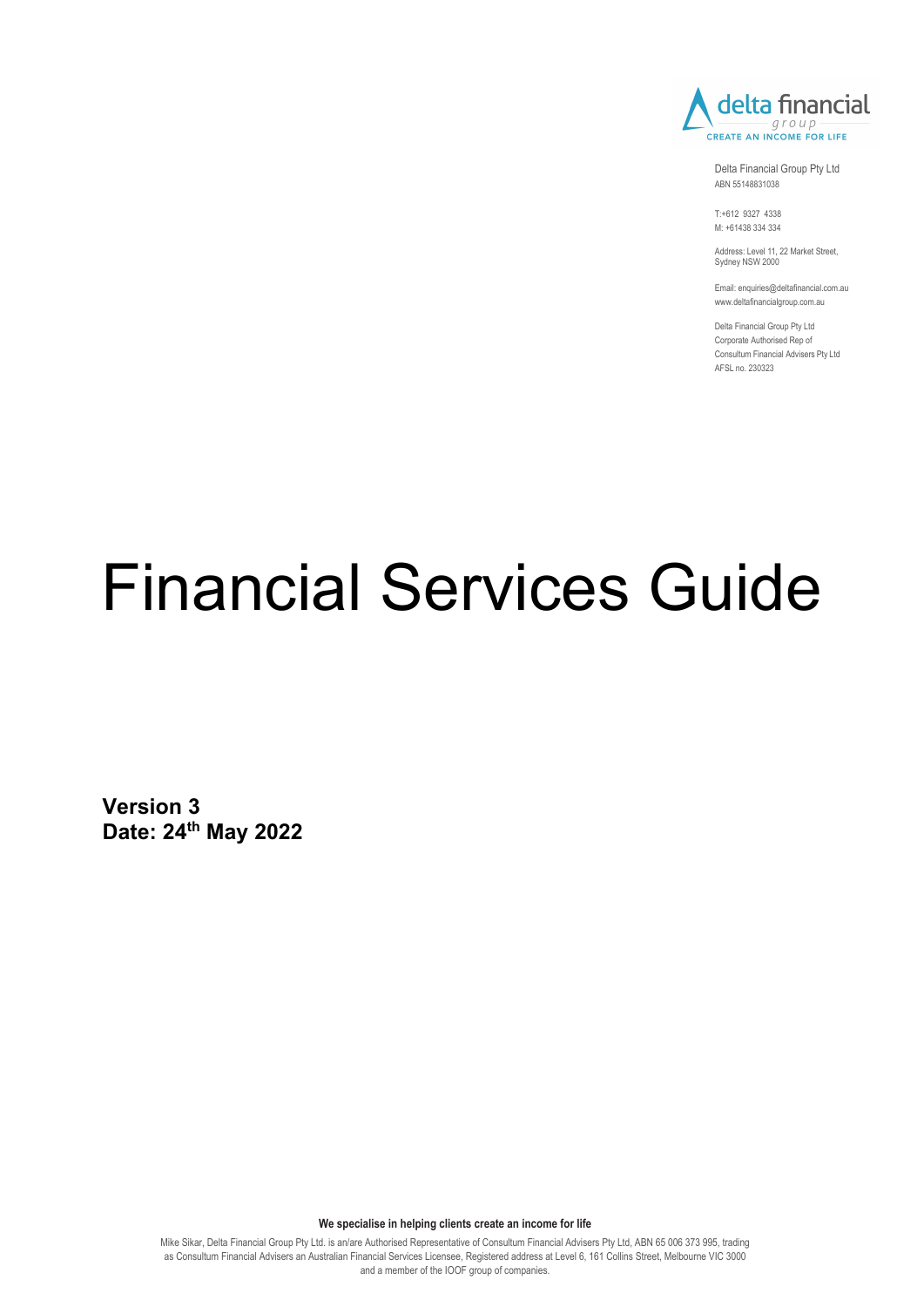delta financial group
CREATE AN INCOME FOR LIFE

Delta Financial Group Pty Ltd
ABN 55148831038

T:+612 9327 4338
M: +61438 334 334

Address: Level 11, 22 Market Street, Sydney NSW 2000

Email: enquiries@deltafinancial.com.au
www.deltafinancialgroup.com.au

Delta Financial Group Pty Ltd
Corporate Authorised Rep of
Consultum Financial Advisers Pty Ltd
AFSL no. 230323

# Financial Services Guide

**Version 3**
**Date: 24th May 2022**

**We specialise in helping clients create an income for life**

Mike Sikar, Delta Financial Group Pty Ltd. is an/are Authorised Representative of Consultum Financial Advisers Pty Ltd, ABN 65 006 373 995, trading as Consultum Financial Advisers an Australian Financial Services Licensee, Registered address at Level 6, 161 Collins Street, Melbourne VIC 3000 and a member of the IOOF group of companies.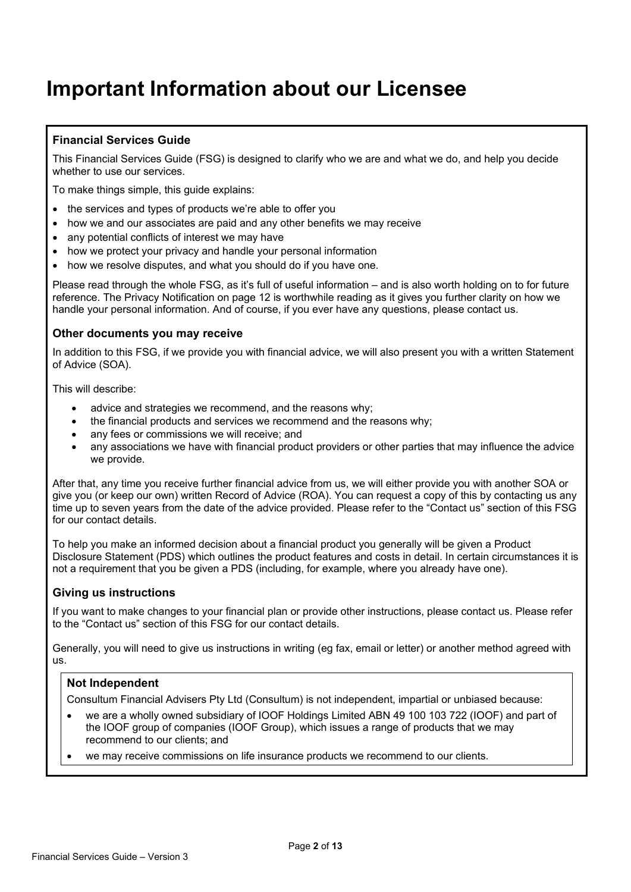# Important Information about our Licensee

### Financial Services Guide

This Financial Services Guide (FSG) is designed to clarify who we are and what we do, and help you decide whether to use our services.

To make things simple, this guide explains:

- the services and types of products we're able to offer you
- how we and our associates are paid and any other benefits we may receive
- any potential conflicts of interest we may have
- how we protect your privacy and handle your personal information
- how we resolve disputes, and what you should do if you have one.

Please read through the whole FSG, as it's full of useful information – and is also worth holding on to for future reference. The Privacy Notification on page 12 is worthwhile reading as it gives you further clarity on how we handle your personal information. And of course, if you ever have any questions, please contact us.

### Other documents you may receive

In addition to this FSG, if we provide you with financial advice, we will also present you with a written Statement of Advice (SOA).

This will describe:

- advice and strategies we recommend, and the reasons why;
- the financial products and services we recommend and the reasons why;
- any fees or commissions we will receive; and
- any associations we have with financial product providers or other parties that may influence the advice we provide.

After that, any time you receive further financial advice from us, we will either provide you with another SOA or give you (or keep our own) written Record of Advice (ROA). You can request a copy of this by contacting us any time up to seven years from the date of the advice provided. Please refer to the "Contact us" section of this FSG for our contact details.

To help you make an informed decision about a financial product you generally will be given a Product Disclosure Statement (PDS) which outlines the product features and costs in detail. In certain circumstances it is not a requirement that you be given a PDS (including, for example, where you already have one).

### Giving us instructions

If you want to make changes to your financial plan or provide other instructions, please contact us. Please refer to the "Contact us" section of this FSG for our contact details.

Generally, you will need to give us instructions in writing (eg fax, email or letter) or another method agreed with us.

#### Not Independent

Consultum Financial Advisers Pty Ltd (Consultum) is not independent, impartial or unbiased because:

- we are a wholly owned subsidiary of IOOF Holdings Limited ABN 49 100 103 722 (IOOF) and part of the IOOF group of companies (IOOF Group), which issues a range of products that we may recommend to our clients; and
- we may receive commissions on life insurance products we recommend to our clients.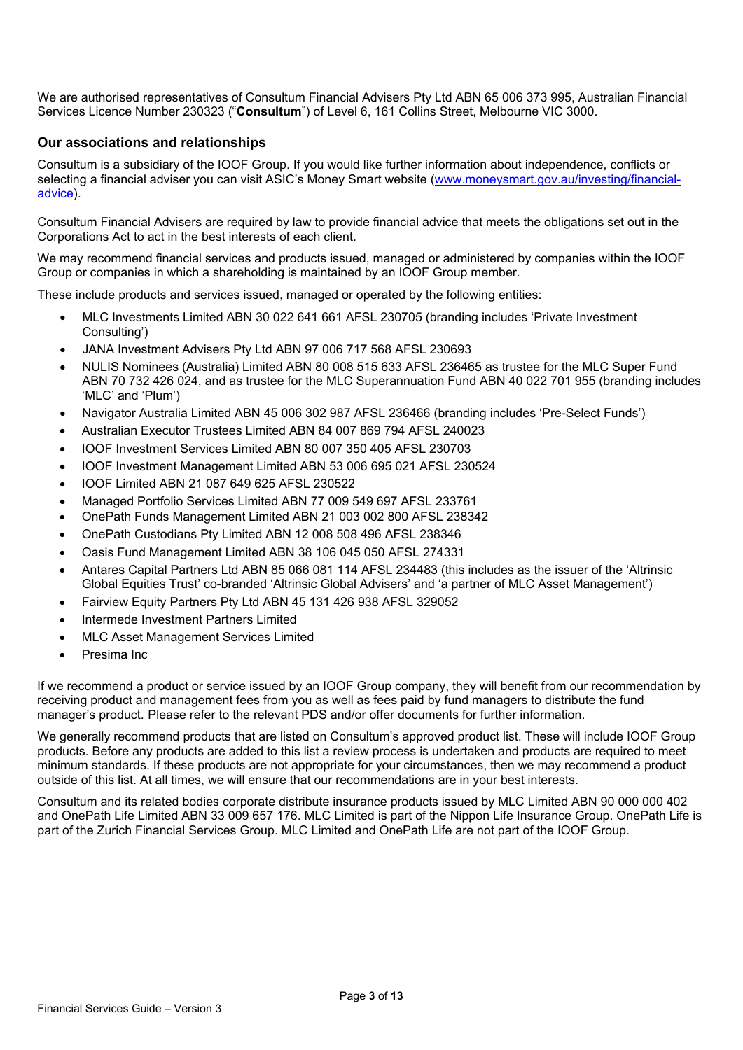We are authorised representatives of Consultum Financial Advisers Pty Ltd ABN 65 006 373 995, Australian Financial Services Licence Number 230323 ("**Consultum**") of Level 6, 161 Collins Street, Melbourne VIC 3000.

## Our associations and relationships

Consultum is a subsidiary of the IOOF Group. If you would like further information about independence, conflicts or selecting a financial adviser you can visit ASIC's Money Smart website (www.moneysmart.gov.au/investing/financial-advice).

Consultum Financial Advisers are required by law to provide financial advice that meets the obligations set out in the Corporations Act to act in the best interests of each client.

We may recommend financial services and products issued, managed or administered by companies within the IOOF Group or companies in which a shareholding is maintained by an IOOF Group member.

These include products and services issued, managed or operated by the following entities:

- MLC Investments Limited ABN 30 022 641 661 AFSL 230705 (branding includes 'Private Investment Consulting')
- JANA Investment Advisers Pty Ltd ABN 97 006 717 568 AFSL 230693
- NULIS Nominees (Australia) Limited ABN 80 008 515 633 AFSL 236465 as trustee for the MLC Super Fund ABN 70 732 426 024, and as trustee for the MLC Superannuation Fund ABN 40 022 701 955 (branding includes 'MLC' and 'Plum')
- Navigator Australia Limited ABN 45 006 302 987 AFSL 236466 (branding includes 'Pre-Select Funds')
- Australian Executor Trustees Limited ABN 84 007 869 794 AFSL 240023
- IOOF Investment Services Limited ABN 80 007 350 405 AFSL 230703
- IOOF Investment Management Limited ABN 53 006 695 021 AFSL 230524
- IOOF Limited ABN 21 087 649 625 AFSL 230522
- Managed Portfolio Services Limited ABN 77 009 549 697 AFSL 233761
- OnePath Funds Management Limited ABN 21 003 002 800 AFSL 238342
- OnePath Custodians Pty Limited ABN 12 008 508 496 AFSL 238346
- Oasis Fund Management Limited ABN 38 106 045 050 AFSL 274331
- Antares Capital Partners Ltd ABN 85 066 081 114 AFSL 234483 (this includes as the issuer of the 'Altrinsic Global Equities Trust' co-branded 'Altrinsic Global Advisers' and 'a partner of MLC Asset Management')
- Fairview Equity Partners Pty Ltd ABN 45 131 426 938 AFSL 329052
- Intermede Investment Partners Limited
- MLC Asset Management Services Limited
- Presima Inc

If we recommend a product or service issued by an IOOF Group company, they will benefit from our recommendation by receiving product and management fees from you as well as fees paid by fund managers to distribute the fund manager's product. Please refer to the relevant PDS and/or offer documents for further information.

We generally recommend products that are listed on Consultum's approved product list. These will include IOOF Group products. Before any products are added to this list a review process is undertaken and products are required to meet minimum standards. If these products are not appropriate for your circumstances, then we may recommend a product outside of this list. At all times, we will ensure that our recommendations are in your best interests.

Consultum and its related bodies corporate distribute insurance products issued by MLC Limited ABN 90 000 000 402 and OnePath Life Limited ABN 33 009 657 176. MLC Limited is part of the Nippon Life Insurance Group. OnePath Life is part of the Zurich Financial Services Group. MLC Limited and OnePath Life are not part of the IOOF Group.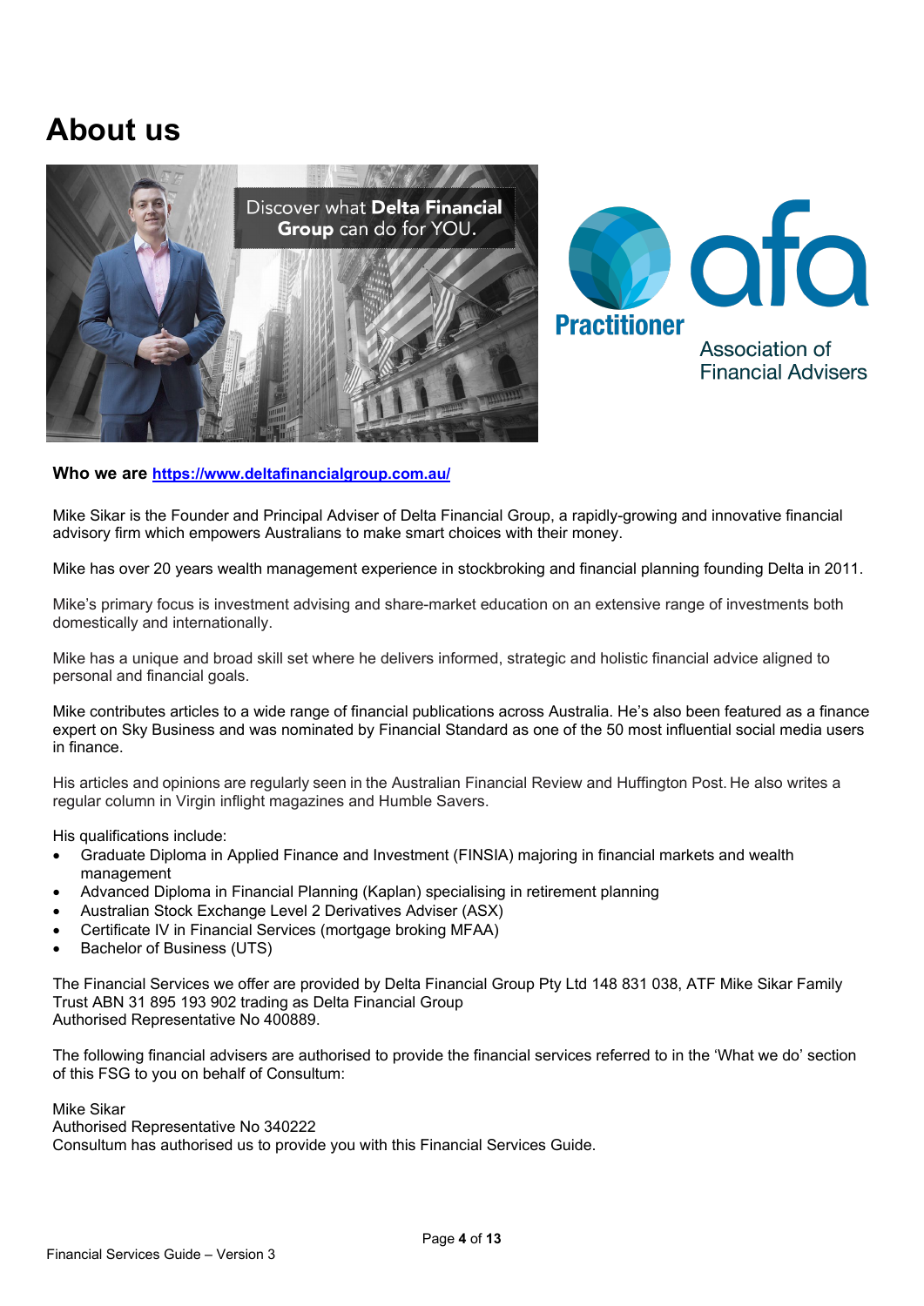# About us

**Who we are https://www.deltafinancialgroup.com.au/**

Mike Sikar is the Founder and Principal Adviser of Delta Financial Group, a rapidly-growing and innovative financial advisory firm which empowers Australians to make smart choices with their money.

Mike has over 20 years wealth management experience in stockbroking and financial planning founding Delta in 2011.

Mike's primary focus is investment advising and share-market education on an extensive range of investments both domestically and internationally.

Mike has a unique and broad skill set where he delivers informed, strategic and holistic financial advice aligned to personal and financial goals.

Mike contributes articles to a wide range of financial publications across Australia. He's also been featured as a finance expert on Sky Business and was nominated by Financial Standard as one of the 50 most influential social media users in finance.

His articles and opinions are regularly seen in the Australian Financial Review and Huffington Post. He also writes a regular column in Virgin inflight magazines and Humble Savers.

His qualifications include:

- Graduate Diploma in Applied Finance and Investment (FINSIA) majoring in financial markets and wealth management
- Advanced Diploma in Financial Planning (Kaplan) specialising in retirement planning
- Australian Stock Exchange Level 2 Derivatives Adviser (ASX)
- Certificate IV in Financial Services (mortgage broking MFAA)
- Bachelor of Business (UTS)

The Financial Services we offer are provided by Delta Financial Group Pty Ltd 148 831 038, ATF Mike Sikar Family Trust ABN 31 895 193 902 trading as Delta Financial Group
Authorised Representative No 400889.

The following financial advisers are authorised to provide the financial services referred to in the 'What we do' section of this FSG to you on behalf of Consultum:

Mike Sikar
Authorised Representative No 340222
Consultum has authorised us to provide you with this Financial Services Guide.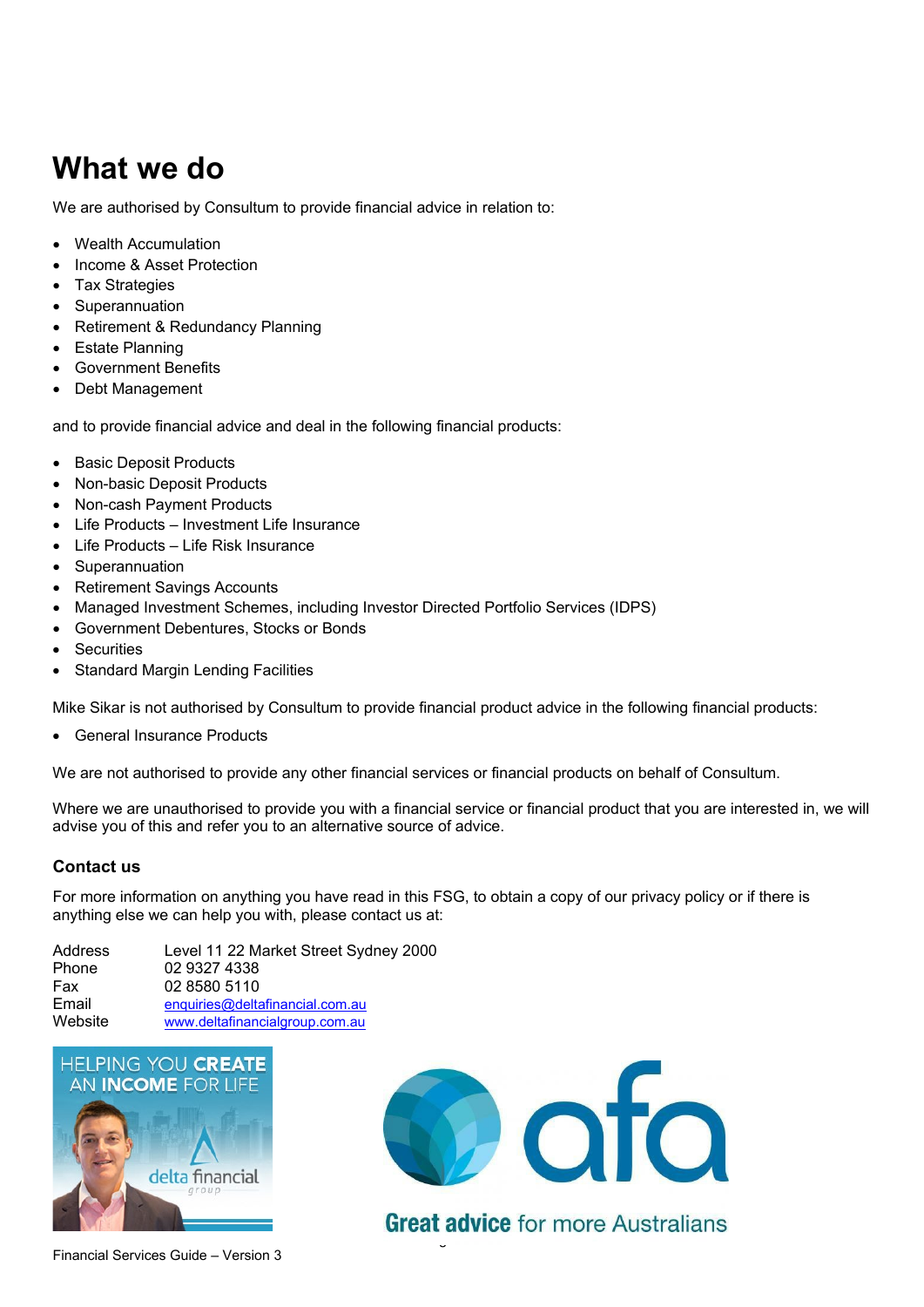# What we do

We are authorised by Consultum to provide financial advice in relation to:

- Wealth Accumulation
- Income & Asset Protection
- Tax Strategies
- Superannuation
- Retirement & Redundancy Planning
- Estate Planning
- Government Benefits
- Debt Management

and to provide financial advice and deal in the following financial products:

- Basic Deposit Products
- Non-basic Deposit Products
- Non-cash Payment Products
- Life Products – Investment Life Insurance
- Life Products – Life Risk Insurance
- Superannuation
- Retirement Savings Accounts
- Managed Investment Schemes, including Investor Directed Portfolio Services (IDPS)
- Government Debentures, Stocks or Bonds
- Securities
- Standard Margin Lending Facilities

Mike Sikar is not authorised by Consultum to provide financial product advice in the following financial products:

- General Insurance Products

We are not authorised to provide any other financial services or financial products on behalf of Consultum.

Where we are unauthorised to provide you with a financial service or financial product that you are interested in, we will advise you of this and refer you to an alternative source of advice.

### Contact us

For more information on anything you have read in this FSG, to obtain a copy of our privacy policy or if there is anything else we can help you with, please contact us at:

| | |
|---|---|
| Address | Level 11 22 Market Street Sydney 2000 |
| Phone | 02 9327 4338 |
| Fax | 02 8580 5110 |
| Email | enquiries@deltafinancial.com.au |
| Website | www.deltafinancialgroup.com.au |

HELPING YOU CREATE AN INCOME FOR LIFE

delta financial group

afa

Great advice for more Australians

Financial Services Guide – Version 3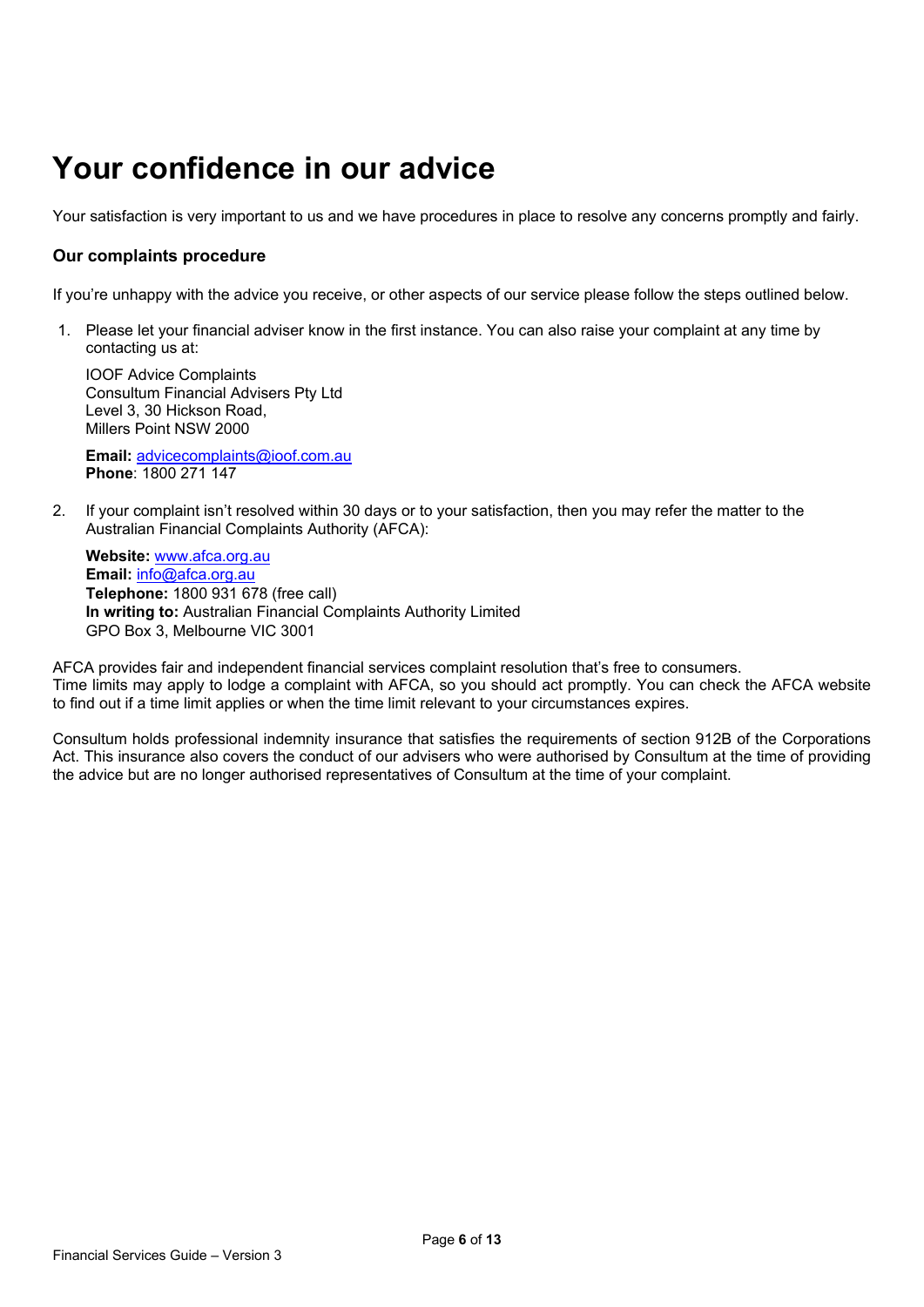# Your confidence in our advice

Your satisfaction is very important to us and we have procedures in place to resolve any concerns promptly and fairly.

### Our complaints procedure

If you're unhappy with the advice you receive, or other aspects of our service please follow the steps outlined below.

1. Please let your financial adviser know in the first instance. You can also raise your complaint at any time by contacting us at:

   IOOF Advice Complaints
   Consultum Financial Advisers Pty Ltd
   Level 3, 30 Hickson Road,
   Millers Point NSW 2000

   **Email:** advicecomplaints@ioof.com.au
   **Phone**: 1800 271 147

2. If your complaint isn't resolved within 30 days or to your satisfaction, then you may refer the matter to the Australian Financial Complaints Authority (AFCA):

   **Website:** www.afca.org.au
   **Email:** info@afca.org.au
   **Telephone:** 1800 931 678 (free call)
   **In writing to:** Australian Financial Complaints Authority Limited
   GPO Box 3, Melbourne VIC 3001

AFCA provides fair and independent financial services complaint resolution that's free to consumers.
Time limits may apply to lodge a complaint with AFCA, so you should act promptly. You can check the AFCA website to find out if a time limit applies or when the time limit relevant to your circumstances expires.

Consultum holds professional indemnity insurance that satisfies the requirements of section 912B of the Corporations Act. This insurance also covers the conduct of our advisers who were authorised by Consultum at the time of providing the advice but are no longer authorised representatives of Consultum at the time of your complaint.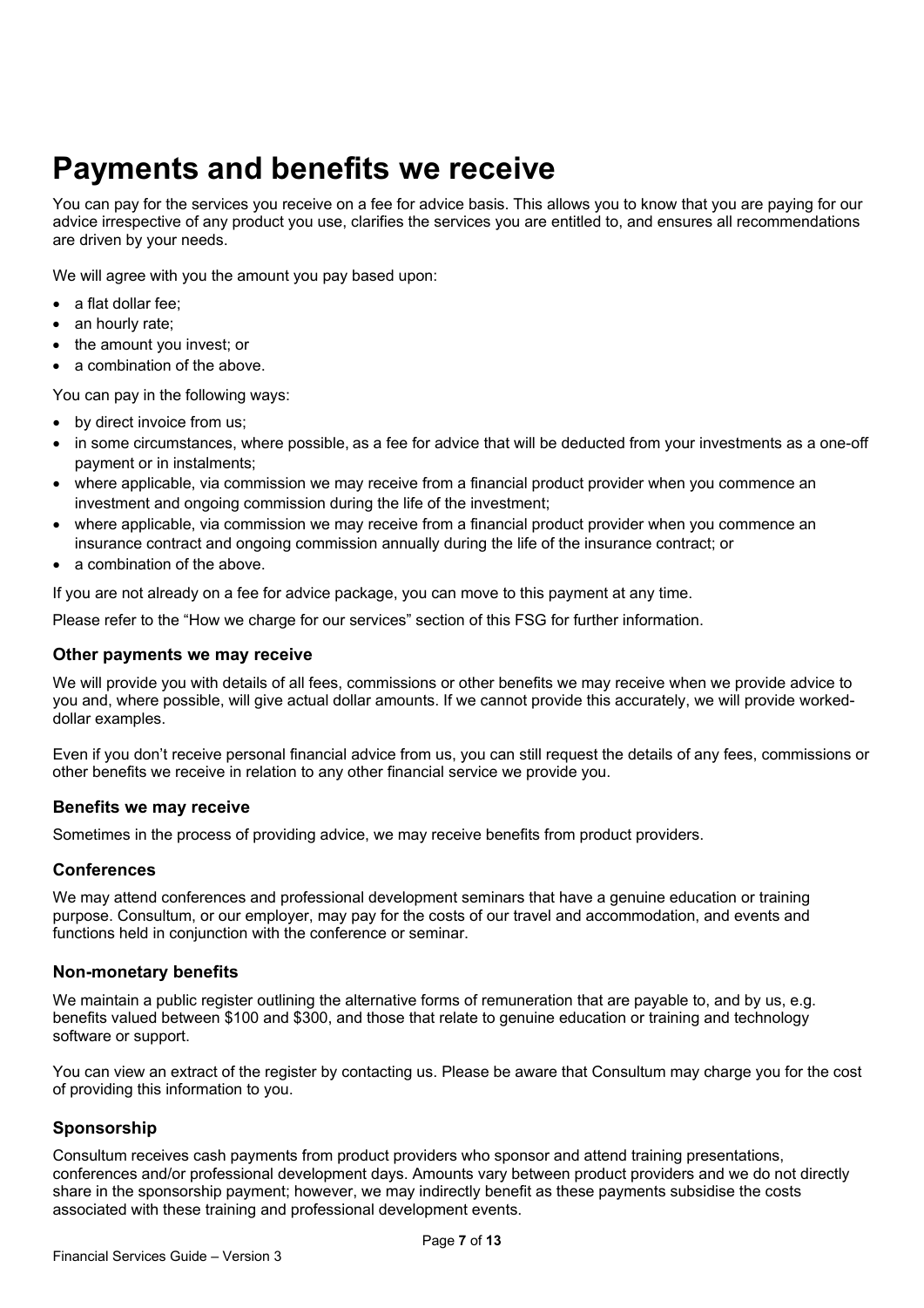# Payments and benefits we receive

You can pay for the services you receive on a fee for advice basis. This allows you to know that you are paying for our advice irrespective of any product you use, clarifies the services you are entitled to, and ensures all recommendations are driven by your needs.

We will agree with you the amount you pay based upon:

- a flat dollar fee;
- an hourly rate;
- the amount you invest; or
- a combination of the above.

You can pay in the following ways:

- by direct invoice from us;
- in some circumstances, where possible, as a fee for advice that will be deducted from your investments as a one-off payment or in instalments;
- where applicable, via commission we may receive from a financial product provider when you commence an investment and ongoing commission during the life of the investment;
- where applicable, via commission we may receive from a financial product provider when you commence an insurance contract and ongoing commission annually during the life of the insurance contract; or
- a combination of the above.

If you are not already on a fee for advice package, you can move to this payment at any time.

Please refer to the "How we charge for our services" section of this FSG for further information.

### Other payments we may receive

We will provide you with details of all fees, commissions or other benefits we may receive when we provide advice to you and, where possible, will give actual dollar amounts. If we cannot provide this accurately, we will provide worked-dollar examples.

Even if you don't receive personal financial advice from us, you can still request the details of any fees, commissions or other benefits we receive in relation to any other financial service we provide you.

### Benefits we may receive

Sometimes in the process of providing advice, we may receive benefits from product providers.

### Conferences

We may attend conferences and professional development seminars that have a genuine education or training purpose. Consultum, or our employer, may pay for the costs of our travel and accommodation, and events and functions held in conjunction with the conference or seminar.

### Non-monetary benefits

We maintain a public register outlining the alternative forms of remuneration that are payable to, and by us, e.g. benefits valued between $100 and $300, and those that relate to genuine education or training and technology software or support.

You can view an extract of the register by contacting us. Please be aware that Consultum may charge you for the cost of providing this information to you.

### Sponsorship

Consultum receives cash payments from product providers who sponsor and attend training presentations, conferences and/or professional development days. Amounts vary between product providers and we do not directly share in the sponsorship payment; however, we may indirectly benefit as these payments subsidise the costs associated with these training and professional development events.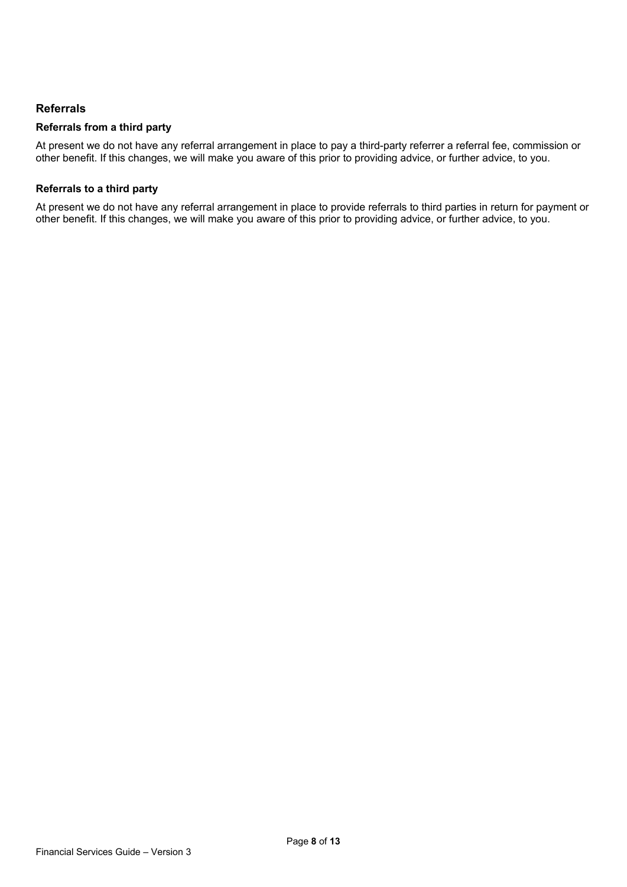## Referrals

### Referrals from a third party

At present we do not have any referral arrangement in place to pay a third-party referrer a referral fee, commission or other benefit. If this changes, we will make you aware of this prior to providing advice, or further advice, to you.

### Referrals to a third party

At present we do not have any referral arrangement in place to provide referrals to third parties in return for payment or other benefit. If this changes, we will make you aware of this prior to providing advice, or further advice, to you.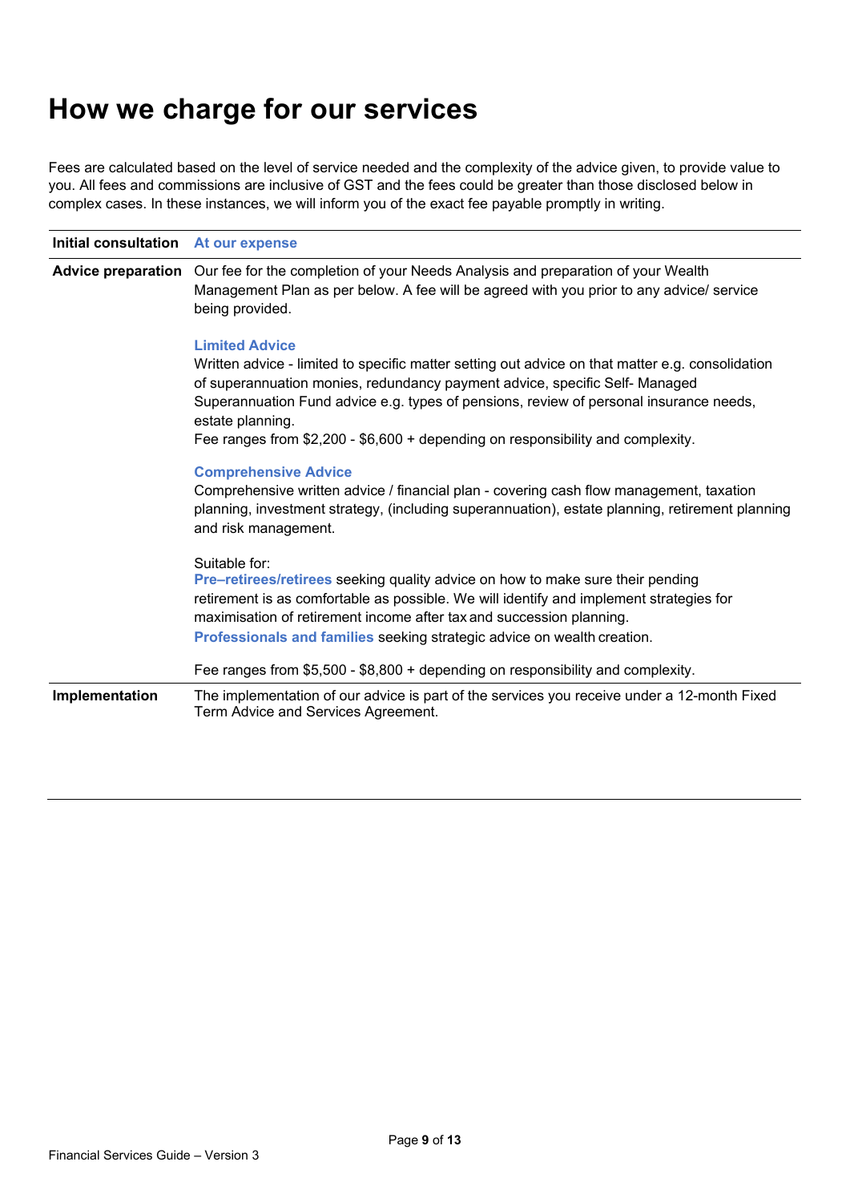# How we charge for our services

Fees are calculated based on the level of service needed and the complexity of the advice given, to provide value to you. All fees and commissions are inclusive of GST and the fees could be greater than those disclosed below in complex cases. In these instances, we will inform you of the exact fee payable promptly in writing.

| | |
|---|---|
| **Initial consultation** | **At our expense** |
| **Advice preparation** | Our fee for the completion of your Needs Analysis and preparation of your Wealth Management Plan as per below. A fee will be agreed with you prior to any advice/ service being provided.<br><br>**Limited Advice**<br>Written advice - limited to specific matter setting out advice on that matter e.g. consolidation of superannuation monies, redundancy payment advice, specific Self- Managed Superannuation Fund advice e.g. types of pensions, review of personal insurance needs, estate planning.<br>Fee ranges from $2,200 - $6,600 + depending on responsibility and complexity.<br><br>**Comprehensive Advice**<br>Comprehensive written advice / financial plan - covering cash flow management, taxation planning, investment strategy, (including superannuation), estate planning, retirement planning and risk management.<br><br>Suitable for:<br>**Pre–retirees/retirees** seeking quality advice on how to make sure their pending retirement is as comfortable as possible. We will identify and implement strategies for maximisation of retirement income after tax and succession planning.<br>**Professionals and families** seeking strategic advice on wealth creation.<br><br>Fee ranges from $5,500 - $8,800 + depending on responsibility and complexity. |
| **Implementation** | The implementation of our advice is part of the services you receive under a 12-month Fixed Term Advice and Services Agreement. |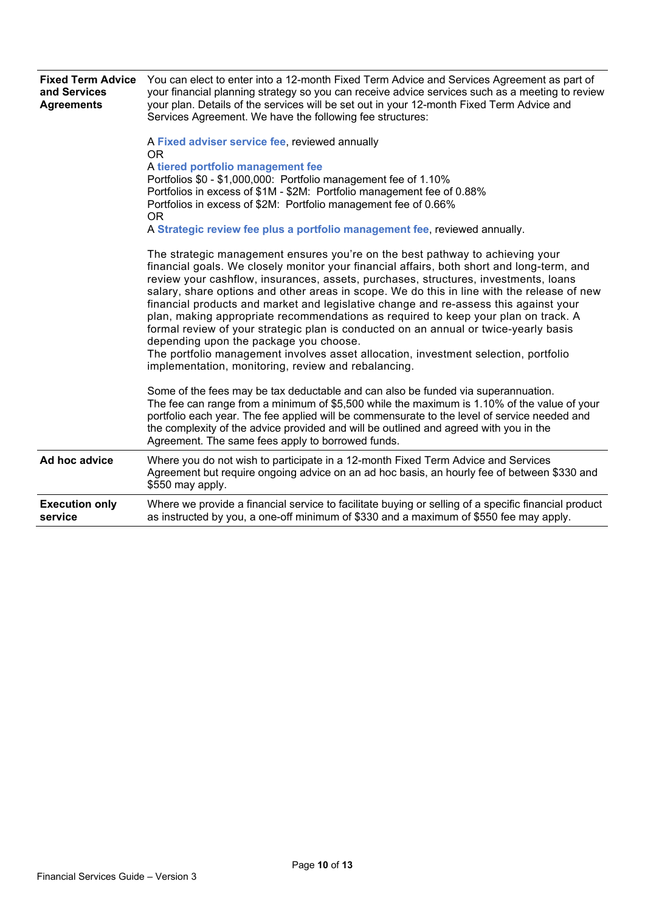| | |
|---|---|
| **Fixed Term Advice and Services Agreements** | You can elect to enter into a 12-month Fixed Term Advice and Services Agreement as part of your financial planning strategy so you can receive advice services such as a meeting to review your plan. Details of the services will be set out in your 12-month Fixed Term Advice and Services Agreement. We have the following fee structures:<br><br>A **Fixed adviser service fee**, reviewed annually<br>OR<br>A **tiered portfolio management fee**<br>Portfolios $0 - $1,000,000: Portfolio management fee of 1.10%<br>Portfolios in excess of $1M - $2M: Portfolio management fee of 0.88%<br>Portfolios in excess of $2M: Portfolio management fee of 0.66%<br>OR<br>A **Strategic review fee plus a portfolio management fee**, reviewed annually.<br><br>The strategic management ensures you're on the best pathway to achieving your financial goals. We closely monitor your financial affairs, both short and long-term, and review your cashflow, insurances, assets, purchases, structures, investments, loans salary, share options and other areas in scope. We do this in line with the release of new financial products and market and legislative change and re-assess this against your plan, making appropriate recommendations as required to keep your plan on track. A formal review of your strategic plan is conducted on an annual or twice-yearly basis depending upon the package you choose.<br>The portfolio management involves asset allocation, investment selection, portfolio implementation, monitoring, review and rebalancing.<br><br>Some of the fees may be tax deductable and can also be funded via superannuation.<br>The fee can range from a minimum of $5,500 while the maximum is 1.10% of the value of your portfolio each year. The fee applied will be commensurate to the level of service needed and the complexity of the advice provided and will be outlined and agreed with you in the Agreement. The same fees apply to borrowed funds. |
| **Ad hoc advice** | Where you do not wish to participate in a 12-month Fixed Term Advice and Services Agreement but require ongoing advice on an ad hoc basis, an hourly fee of between $330 and $550 may apply. |
| **Execution only service** | Where we provide a financial service to facilitate buying or selling of a specific financial product as instructed by you, a one-off minimum of $330 and a maximum of $550 fee may apply. |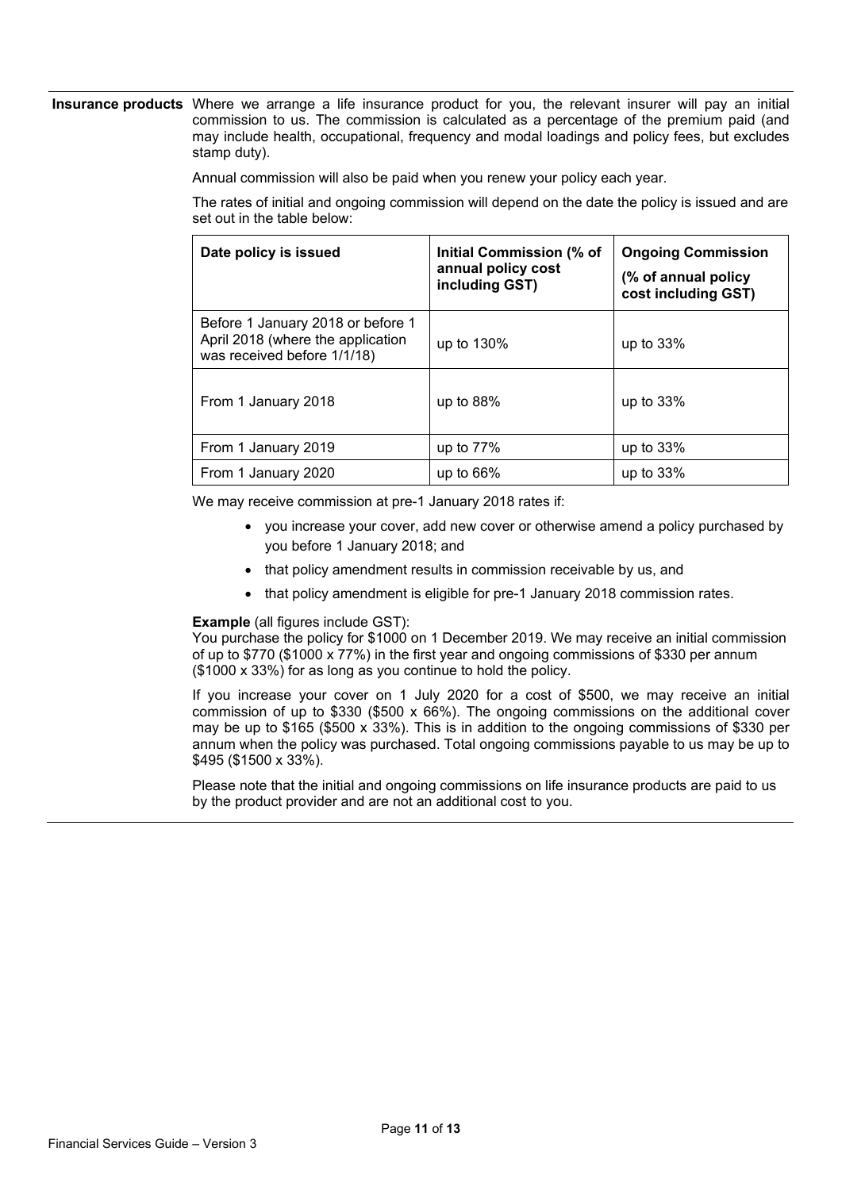**Insurance products**

Where we arrange a life insurance product for you, the relevant insurer will pay an initial commission to us. The commission is calculated as a percentage of the premium paid (and may include health, occupational, frequency and modal loadings and policy fees, but excludes stamp duty).

Annual commission will also be paid when you renew your policy each year.

The rates of initial and ongoing commission will depend on the date the policy is issued and are set out in the table below:

| Date policy is issued | Initial Commission (% of annual policy cost including GST) | Ongoing Commission (% of annual policy cost including GST) |
|---|---|---|
| Before 1 January 2018 or before 1 April 2018 (where the application was received before 1/1/18) | up to 130% | up to 33% |
| From 1 January 2018 | up to 88% | up to 33% |
| From 1 January 2019 | up to 77% | up to 33% |
| From 1 January 2020 | up to 66% | up to 33% |

We may receive commission at pre-1 January 2018 rates if:

- you increase your cover, add new cover or otherwise amend a policy purchased by you before 1 January 2018; and
- that policy amendment results in commission receivable by us, and
- that policy amendment is eligible for pre-1 January 2018 commission rates.

**Example** (all figures include GST):
You purchase the policy for $1000 on 1 December 2019. We may receive an initial commission of up to $770 ($1000 x 77%) in the first year and ongoing commissions of $330 per annum ($1000 x 33%) for as long as you continue to hold the policy.

If you increase your cover on 1 July 2020 for a cost of $500, we may receive an initial commission of up to $330 ($500 x 66%). The ongoing commissions on the additional cover may be up to $165 ($500 x 33%). This is in addition to the ongoing commissions of $330 per annum when the policy was purchased. Total ongoing commissions payable to us may be up to $495 ($1500 x 33%).

Please note that the initial and ongoing commissions on life insurance products are paid to us by the product provider and are not an additional cost to you.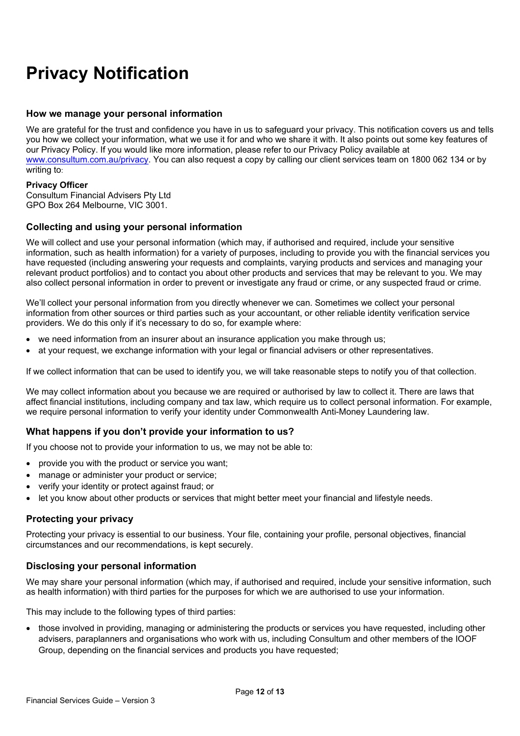# Privacy Notification

## How we manage your personal information

We are grateful for the trust and confidence you have in us to safeguard your privacy. This notification covers us and tells you how we collect your information, what we use it for and who we share it with. It also points out some key features of our Privacy Policy. If you would like more information, please refer to our Privacy Policy available at [www.consultum.com.au/privacy](http://www.consultum.com.au/privacy). You can also request a copy by calling our client services team on 1800 062 134 or by writing to:

**Privacy Officer**
Consultum Financial Advisers Pty Ltd
GPO Box 264 Melbourne, VIC 3001.

## Collecting and using your personal information

We will collect and use your personal information (which may, if authorised and required, include your sensitive information, such as health information) for a variety of purposes, including to provide you with the financial services you have requested (including answering your requests and complaints, varying products and services and managing your relevant product portfolios) and to contact you about other products and services that may be relevant to you. We may also collect personal information in order to prevent or investigate any fraud or crime, or any suspected fraud or crime.

We'll collect your personal information from you directly whenever we can. Sometimes we collect your personal information from other sources or third parties such as your accountant, or other reliable identity verification service providers. We do this only if it's necessary to do so, for example where:

- we need information from an insurer about an insurance application you make through us;
- at your request, we exchange information with your legal or financial advisers or other representatives.

If we collect information that can be used to identify you, we will take reasonable steps to notify you of that collection.

We may collect information about you because we are required or authorised by law to collect it. There are laws that affect financial institutions, including company and tax law, which require us to collect personal information. For example, we require personal information to verify your identity under Commonwealth Anti-Money Laundering law.

## What happens if you don't provide your information to us?

If you choose not to provide your information to us, we may not be able to:

- provide you with the product or service you want;
- manage or administer your product or service;
- verify your identity or protect against fraud; or
- let you know about other products or services that might better meet your financial and lifestyle needs.

## Protecting your privacy

Protecting your privacy is essential to our business. Your file, containing your profile, personal objectives, financial circumstances and our recommendations, is kept securely.

## Disclosing your personal information

We may share your personal information (which may, if authorised and required, include your sensitive information, such as health information) with third parties for the purposes for which we are authorised to use your information.

This may include to the following types of third parties:

- those involved in providing, managing or administering the products or services you have requested, including other advisers, paraplanners and organisations who work with us, including Consultum and other members of the IOOF Group, depending on the financial services and products you have requested;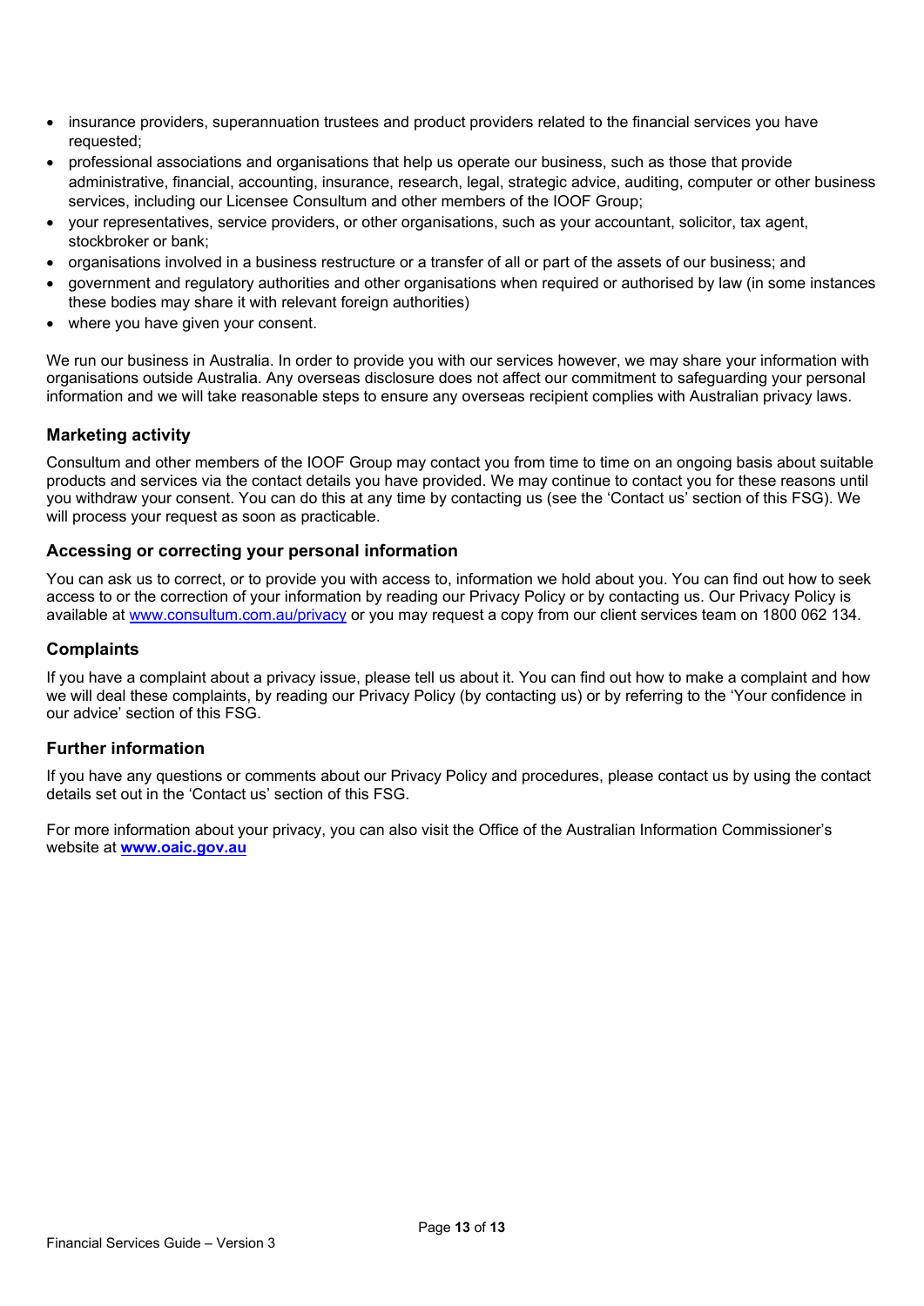- insurance providers, superannuation trustees and product providers related to the financial services you have requested;
- professional associations and organisations that help us operate our business, such as those that provide administrative, financial, accounting, insurance, research, legal, strategic advice, auditing, computer or other business services, including our Licensee Consultum and other members of the IOOF Group;
- your representatives, service providers, or other organisations, such as your accountant, solicitor, tax agent, stockbroker or bank;
- organisations involved in a business restructure or a transfer of all or part of the assets of our business; and
- government and regulatory authorities and other organisations when required or authorised by law (in some instances these bodies may share it with relevant foreign authorities)
- where you have given your consent.

We run our business in Australia. In order to provide you with our services however, we may share your information with organisations outside Australia. Any overseas disclosure does not affect our commitment to safeguarding your personal information and we will take reasonable steps to ensure any overseas recipient complies with Australian privacy laws.

### Marketing activity

Consultum and other members of the IOOF Group may contact you from time to time on an ongoing basis about suitable products and services via the contact details you have provided. We may continue to contact you for these reasons until you withdraw your consent. You can do this at any time by contacting us (see the 'Contact us' section of this FSG). We will process your request as soon as practicable.

### Accessing or correcting your personal information

You can ask us to correct, or to provide you with access to, information we hold about you. You can find out how to seek access to or the correction of your information by reading our Privacy Policy or by contacting us. Our Privacy Policy is available at [www.consultum.com.au/privacy](http://www.consultum.com.au/privacy) or you may request a copy from our client services team on 1800 062 134.

### Complaints

If you have a complaint about a privacy issue, please tell us about it. You can find out how to make a complaint and how we will deal these complaints, by reading our Privacy Policy (by contacting us) or by referring to the 'Your confidence in our advice' section of this FSG.

### Further information

If you have any questions or comments about our Privacy Policy and procedures, please contact us by using the contact details set out in the 'Contact us' section of this FSG.

For more information about your privacy, you can also visit the Office of the Australian Information Commissioner's website at **[www.oaic.gov.au](http://www.oaic.gov.au)**